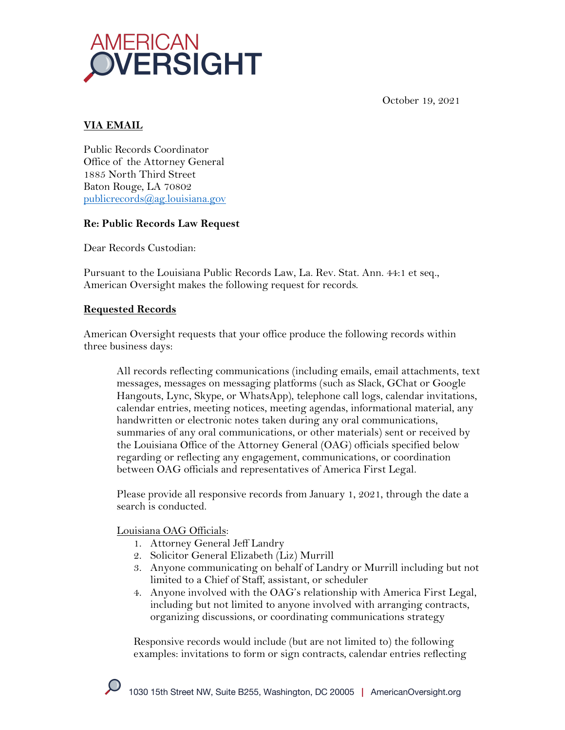AMERICAN OVERSIGHT

October 19, 2021

**VIA EMAIL**

Public Records Coordinator
Office of the Attorney General
1885 North Third Street
Baton Rouge, LA 70802
publicrecords@ag.louisiana.gov

**Re: Public Records Law Request**

Dear Records Custodian:

Pursuant to the Louisiana Public Records Law, La. Rev. Stat. Ann. 44:1 et seq., American Oversight makes the following request for records.

**Requested Records**

American Oversight requests that your office produce the following records within three business days:

> All records reflecting communications (including emails, email attachments, text messages, messages on messaging platforms (such as Slack, GChat or Google Hangouts, Lync, Skype, or WhatsApp), telephone call logs, calendar invitations, calendar entries, meeting notices, meeting agendas, informational material, any handwritten or electronic notes taken during any oral communications, summaries of any oral communications, or other materials) sent or received by the Louisiana Office of the Attorney General (OAG) officials specified below regarding or reflecting any engagement, communications, or coordination between OAG officials and representatives of America First Legal.
>
> Please provide all responsive records from January 1, 2021, through the date a search is conducted.
>
> Louisiana OAG Officials:
> 1. Attorney General Jeff Landry
> 2. Solicitor General Elizabeth (Liz) Murrill
> 3. Anyone communicating on behalf of Landry or Murrill including but not limited to a Chief of Staff, assistant, or scheduler
> 4. Anyone involved with the OAG's relationship with America First Legal, including but not limited to anyone involved with arranging contracts, organizing discussions, or coordinating communications strategy
>
> Responsive records would include (but are not limited to) the following examples: invitations to form or sign contracts, calendar entries reflecting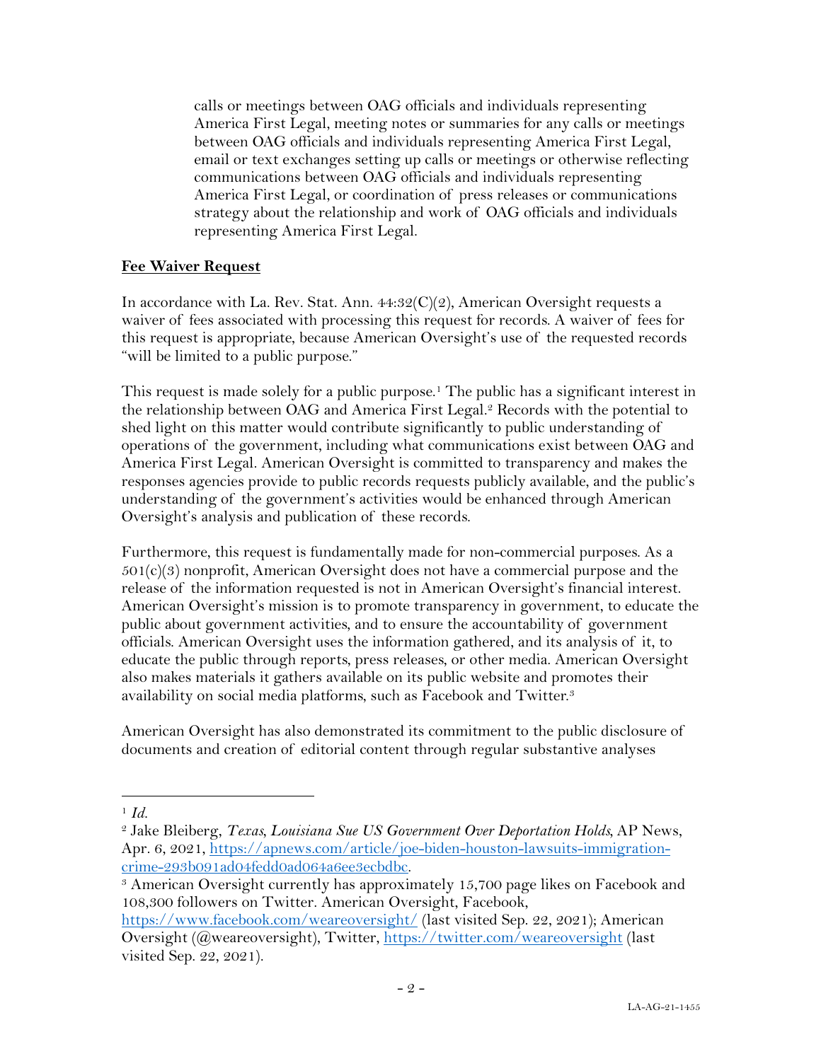calls or meetings between OAG officials and individuals representing America First Legal, meeting notes or summaries for any calls or meetings between OAG officials and individuals representing America First Legal, email or text exchanges setting up calls or meetings or otherwise reflecting communications between OAG officials and individuals representing America First Legal, or coordination of press releases or communications strategy about the relationship and work of OAG officials and individuals representing America First Legal.

**Fee Waiver Request**

In accordance with La. Rev. Stat. Ann. 44:32(C)(2), American Oversight requests a waiver of fees associated with processing this request for records. A waiver of fees for this request is appropriate, because American Oversight's use of the requested records "will be limited to a public purpose."

This request is made solely for a public purpose.[1] The public has a significant interest in the relationship between OAG and America First Legal.[2] Records with the potential to shed light on this matter would contribute significantly to public understanding of operations of the government, including what communications exist between OAG and America First Legal. American Oversight is committed to transparency and makes the responses agencies provide to public records requests publicly available, and the public's understanding of the government's activities would be enhanced through American Oversight's analysis and publication of these records.

Furthermore, this request is fundamentally made for non-commercial purposes. As a 501(c)(3) nonprofit, American Oversight does not have a commercial purpose and the release of the information requested is not in American Oversight's financial interest. American Oversight's mission is to promote transparency in government, to educate the public about government activities, and to ensure the accountability of government officials. American Oversight uses the information gathered, and its analysis of it, to educate the public through reports, press releases, or other media. American Oversight also makes materials it gathers available on its public website and promotes their availability on social media platforms, such as Facebook and Twitter.[3]

American Oversight has also demonstrated its commitment to the public disclosure of documents and creation of editorial content through regular substantive analyses

---

[1] *Id.*

[2] Jake Bleiberg, *Texas, Louisiana Sue US Government Over Deportation Holds*, AP News, Apr. 6, 2021, https://apnews.com/article/joe-biden-houston-lawsuits-immigration-crime-293b091ad04fedd0ad064a6ee3ecbdbc.

[3] American Oversight currently has approximately 15,700 page likes on Facebook and 108,300 followers on Twitter. American Oversight, Facebook, https://www.facebook.com/weareoversight/ (last visited Sep. 22, 2021); American Oversight (@weareoversight), Twitter, https://twitter.com/weareoversight (last visited Sep. 22, 2021).

LA-AG-21-1455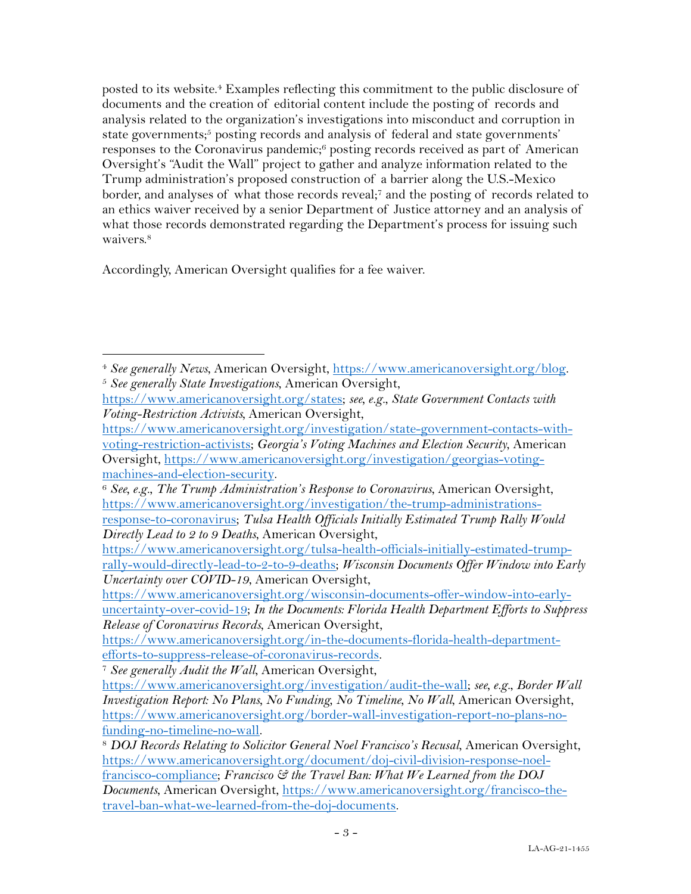posted to its website.[4] Examples reflecting this commitment to the public disclosure of documents and the creation of editorial content include the posting of records and analysis related to the organization's investigations into misconduct and corruption in state governments;[5] posting records and analysis of federal and state governments' responses to the Coronavirus pandemic;[6] posting records received as part of American Oversight's "Audit the Wall" project to gather and analyze information related to the Trump administration's proposed construction of a barrier along the U.S.-Mexico border, and analyses of what those records reveal;[7] and the posting of records related to an ethics waiver received by a senior Department of Justice attorney and an analysis of what those records demonstrated regarding the Department's process for issuing such waivers.[8]

Accordingly, American Oversight qualifies for a fee waiver.

---

[4] *See generally News*, American Oversight, https://www.americanoversight.org/blog.

[5] *See generally State Investigations*, American Oversight, https://www.americanoversight.org/states; *see, e.g.*, *State Government Contacts with Voting-Restriction Activists*, American Oversight, https://www.americanoversight.org/investigation/state-government-contacts-with-voting-restriction-activists; *Georgia's Voting Machines and Election Security*, American Oversight, https://www.americanoversight.org/investigation/georgias-voting-machines-and-election-security.

[6] *See, e.g.*, *The Trump Administration's Response to Coronavirus*, American Oversight, https://www.americanoversight.org/investigation/the-trump-administrations-response-to-coronavirus; *Tulsa Health Officials Initially Estimated Trump Rally Would Directly Lead to 2 to 9 Deaths*, American Oversight, https://www.americanoversight.org/tulsa-health-officials-initially-estimated-trump-rally-would-directly-lead-to-2-to-9-deaths; *Wisconsin Documents Offer Window into Early Uncertainty over COVID-19*, American Oversight, https://www.americanoversight.org/wisconsin-documents-offer-window-into-early-uncertainty-over-covid-19; *In the Documents: Florida Health Department Efforts to Suppress Release of Coronavirus Records*, American Oversight, https://www.americanoversight.org/in-the-documents-florida-health-department-efforts-to-suppress-release-of-coronavirus-records.

[7] *See generally Audit the Wall*, American Oversight, https://www.americanoversight.org/investigation/audit-the-wall; *see, e.g.*, *Border Wall Investigation Report: No Plans, No Funding, No Timeline, No Wall*, American Oversight, https://www.americanoversight.org/border-wall-investigation-report-no-plans-no-funding-no-timeline-no-wall.

[8] *DOJ Records Relating to Solicitor General Noel Francisco's Recusal*, American Oversight, https://www.americanoversight.org/document/doj-civil-division-response-noel-francisco-compliance; *Francisco & the Travel Ban: What We Learned from the DOJ Documents*, American Oversight, https://www.americanoversight.org/francisco-the-travel-ban-what-we-learned-from-the-doj-documents.

LA-AG-21-1455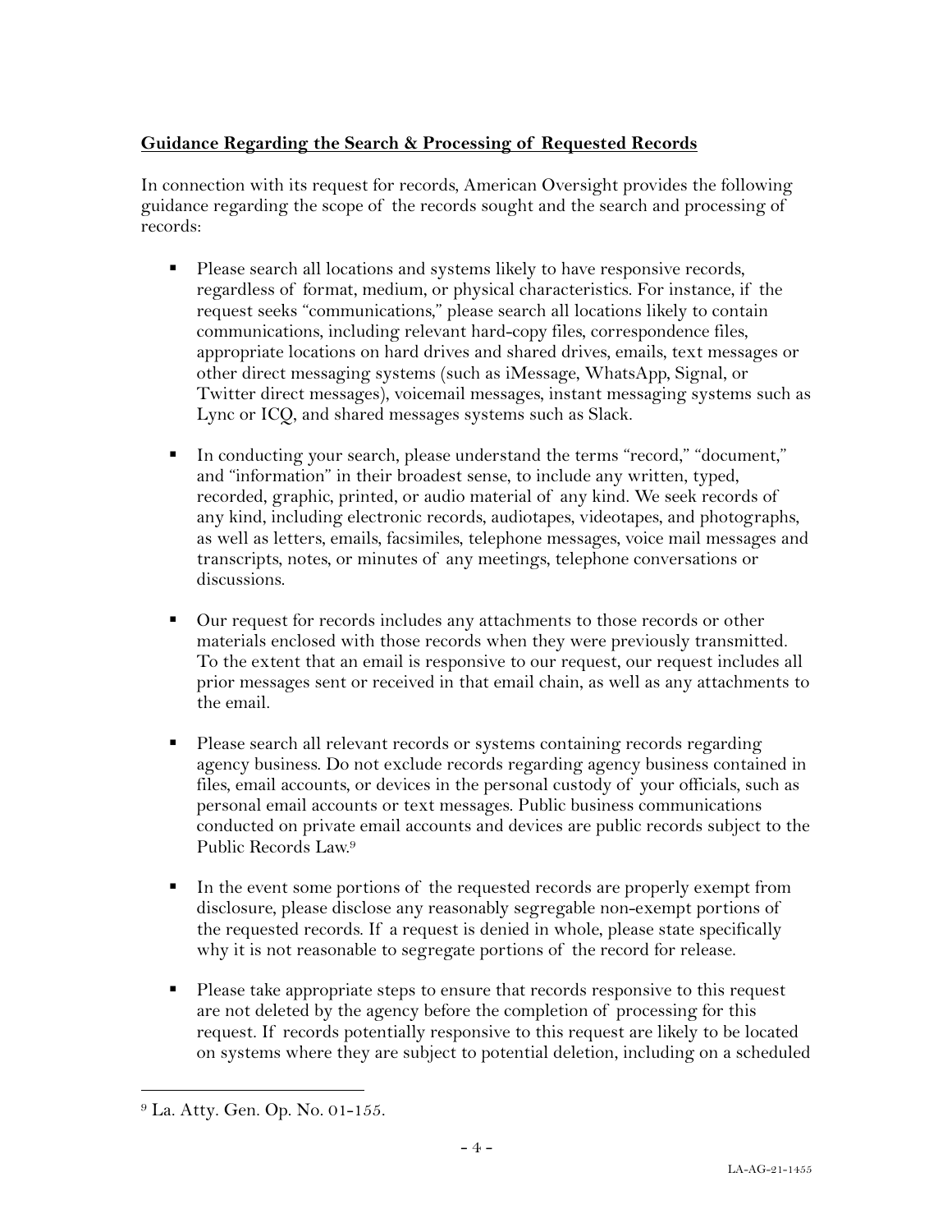**Guidance Regarding the Search & Processing of Requested Records**

In connection with its request for records, American Oversight provides the following guidance regarding the scope of the records sought and the search and processing of records:

- Please search all locations and systems likely to have responsive records, regardless of format, medium, or physical characteristics. For instance, if the request seeks "communications," please search all locations likely to contain communications, including relevant hard-copy files, correspondence files, appropriate locations on hard drives and shared drives, emails, text messages or other direct messaging systems (such as iMessage, WhatsApp, Signal, or Twitter direct messages), voicemail messages, instant messaging systems such as Lync or ICQ, and shared messages systems such as Slack.

- In conducting your search, please understand the terms "record," "document," and "information" in their broadest sense, to include any written, typed, recorded, graphic, printed, or audio material of any kind. We seek records of any kind, including electronic records, audiotapes, videotapes, and photographs, as well as letters, emails, facsimiles, telephone messages, voice mail messages and transcripts, notes, or minutes of any meetings, telephone conversations or discussions.

- Our request for records includes any attachments to those records or other materials enclosed with those records when they were previously transmitted. To the extent that an email is responsive to our request, our request includes all prior messages sent or received in that email chain, as well as any attachments to the email.

- Please search all relevant records or systems containing records regarding agency business. Do not exclude records regarding agency business contained in files, email accounts, or devices in the personal custody of your officials, such as personal email accounts or text messages. Public business communications conducted on private email accounts and devices are public records subject to the Public Records Law.[9]

- In the event some portions of the requested records are properly exempt from disclosure, please disclose any reasonably segregable non-exempt portions of the requested records. If a request is denied in whole, please state specifically why it is not reasonable to segregate portions of the record for release.

- Please take appropriate steps to ensure that records responsive to this request are not deleted by the agency before the completion of processing for this request. If records potentially responsive to this request are likely to be located on systems where they are subject to potential deletion, including on a scheduled

---

[9] La. Atty. Gen. Op. No. 01-155.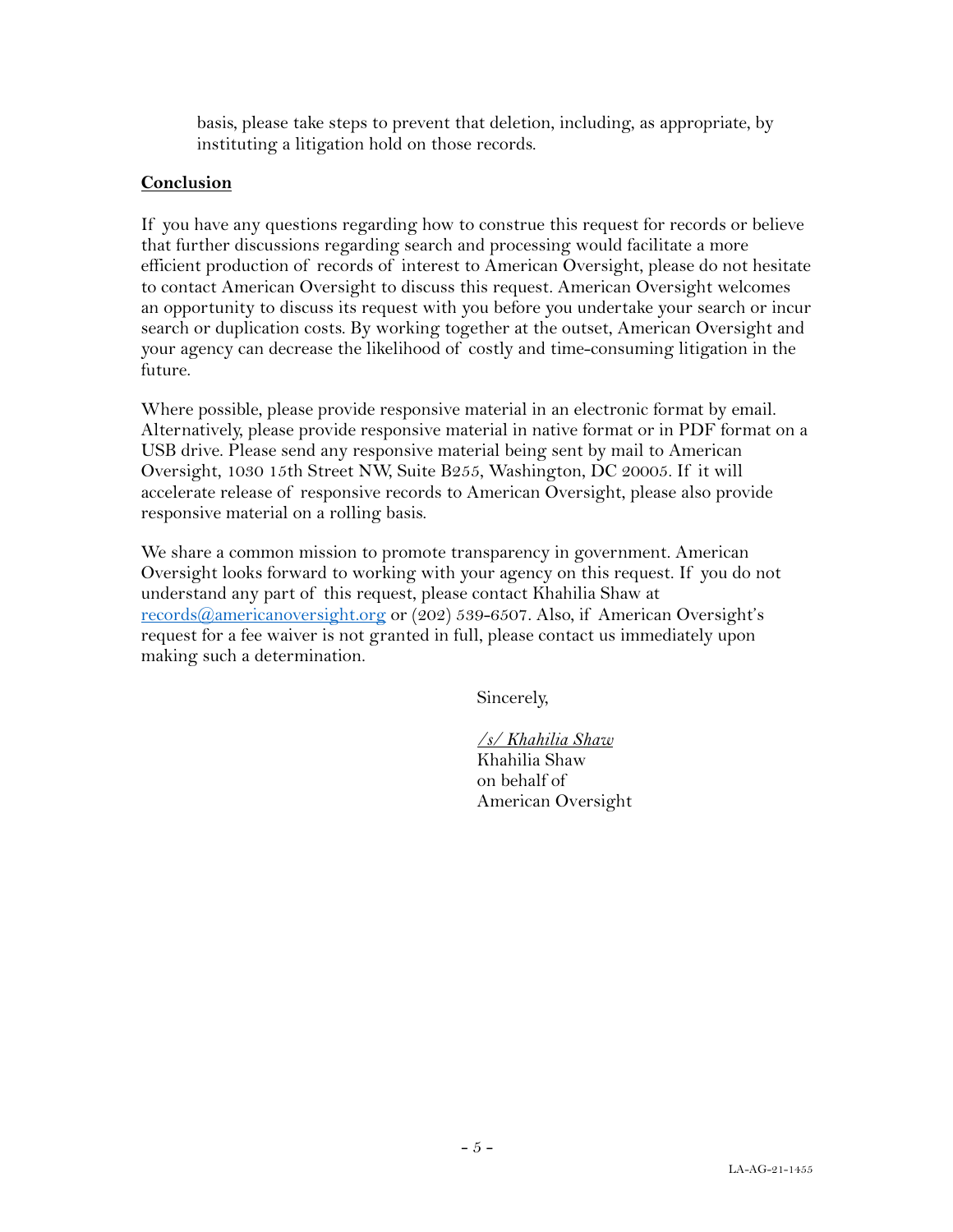basis, please take steps to prevent that deletion, including, as appropriate, by instituting a litigation hold on those records.

## **Conclusion**

If you have any questions regarding how to construe this request for records or believe that further discussions regarding search and processing would facilitate a more efficient production of records of interest to American Oversight, please do not hesitate to contact American Oversight to discuss this request. American Oversight welcomes an opportunity to discuss its request with you before you undertake your search or incur search or duplication costs. By working together at the outset, American Oversight and your agency can decrease the likelihood of costly and time-consuming litigation in the future.

Where possible, please provide responsive material in an electronic format by email. Alternatively, please provide responsive material in native format or in PDF format on a USB drive. Please send any responsive material being sent by mail to American Oversight, 1030 15th Street NW, Suite B255, Washington, DC 20005. If it will accelerate release of responsive records to American Oversight, please also provide responsive material on a rolling basis.

We share a common mission to promote transparency in government. American Oversight looks forward to working with your agency on this request. If you do not understand any part of this request, please contact Khahilia Shaw at records@americanoversight.org or (202) 539-6507. Also, if American Oversight's request for a fee waiver is not granted in full, please contact us immediately upon making such a determination.

Sincerely,

*/s/ Khahilia Shaw*
Khahilia Shaw
on behalf of
American Oversight

LA-AG-21-1455